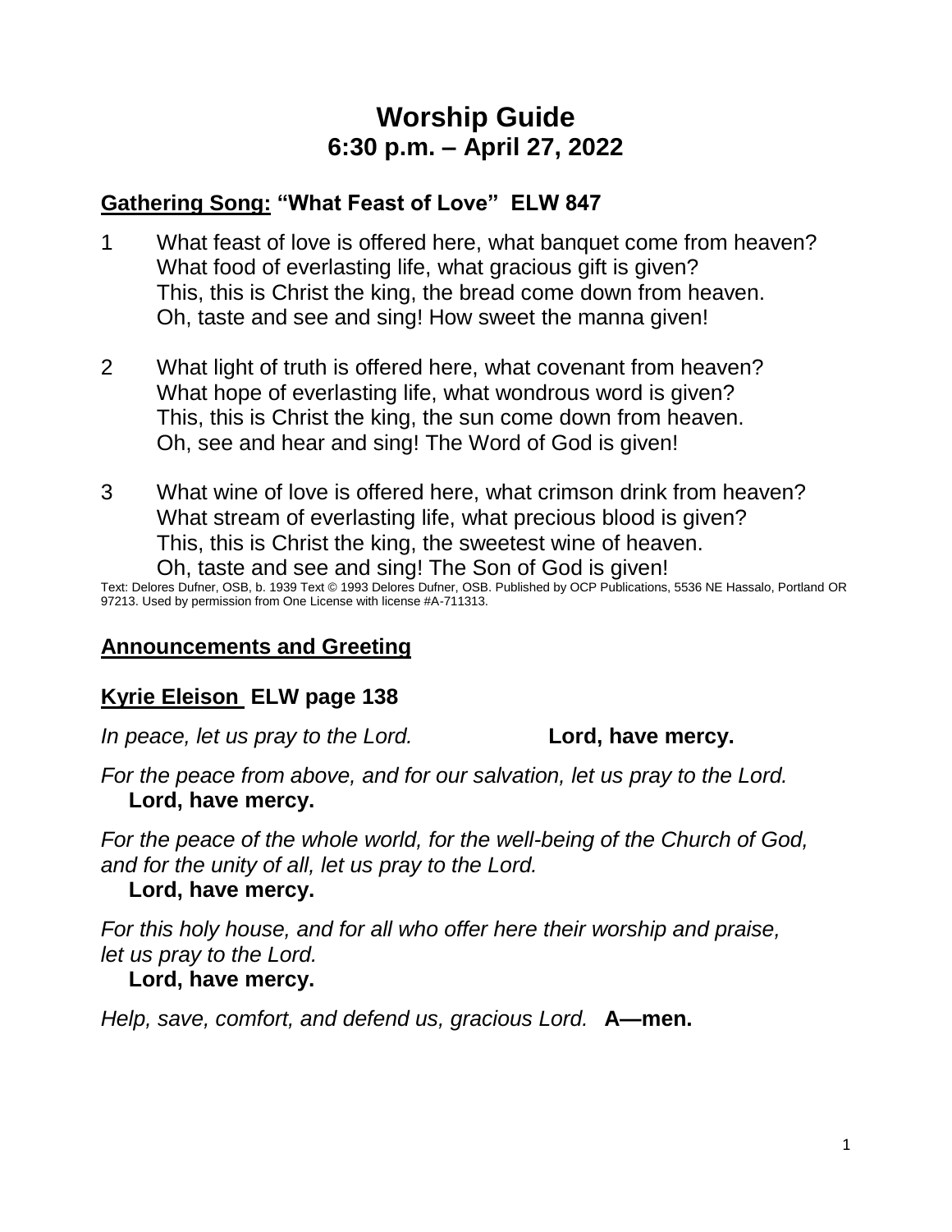# Worship Guide
# 6:30 p.m. – April 27, 2022

## Gathering Song: "What Feast of Love" ELW 847

1 What feast of love is offered here, what banquet come from heaven?
What food of everlasting life, what gracious gift is given?
This, this is Christ the king, the bread come down from heaven.
Oh, taste and see and sing! How sweet the manna given!

2 What light of truth is offered here, what covenant from heaven?
What hope of everlasting life, what wondrous word is given?
This, this is Christ the king, the sun come down from heaven.
Oh, see and hear and sing! The Word of God is given!

3 What wine of love is offered here, what crimson drink from heaven?
What stream of everlasting life, what precious blood is given?
This, this is Christ the king, the sweetest wine of heaven.
Oh, taste and see and sing! The Son of God is given!

Text: Delores Dufner, OSB, b. 1939 Text © 1993 Delores Dufner, OSB. Published by OCP Publications, 5536 NE Hassalo, Portland OR 97213. Used by permission from One License with license #A-711313.

## Announcements and Greeting

## Kyrie Eleison ELW page 138

*In peace, let us pray to the Lord.* **Lord, have mercy.**

*For the peace from above, and for our salvation, let us pray to the Lord.*
**Lord, have mercy.**

*For the peace of the whole world, for the well-being of the Church of God, and for the unity of all, let us pray to the Lord.*
**Lord, have mercy.**

*For this holy house, and for all who offer here their worship and praise, let us pray to the Lord.*
**Lord, have mercy.**

*Help, save, comfort, and defend us, gracious Lord.* **A—men.**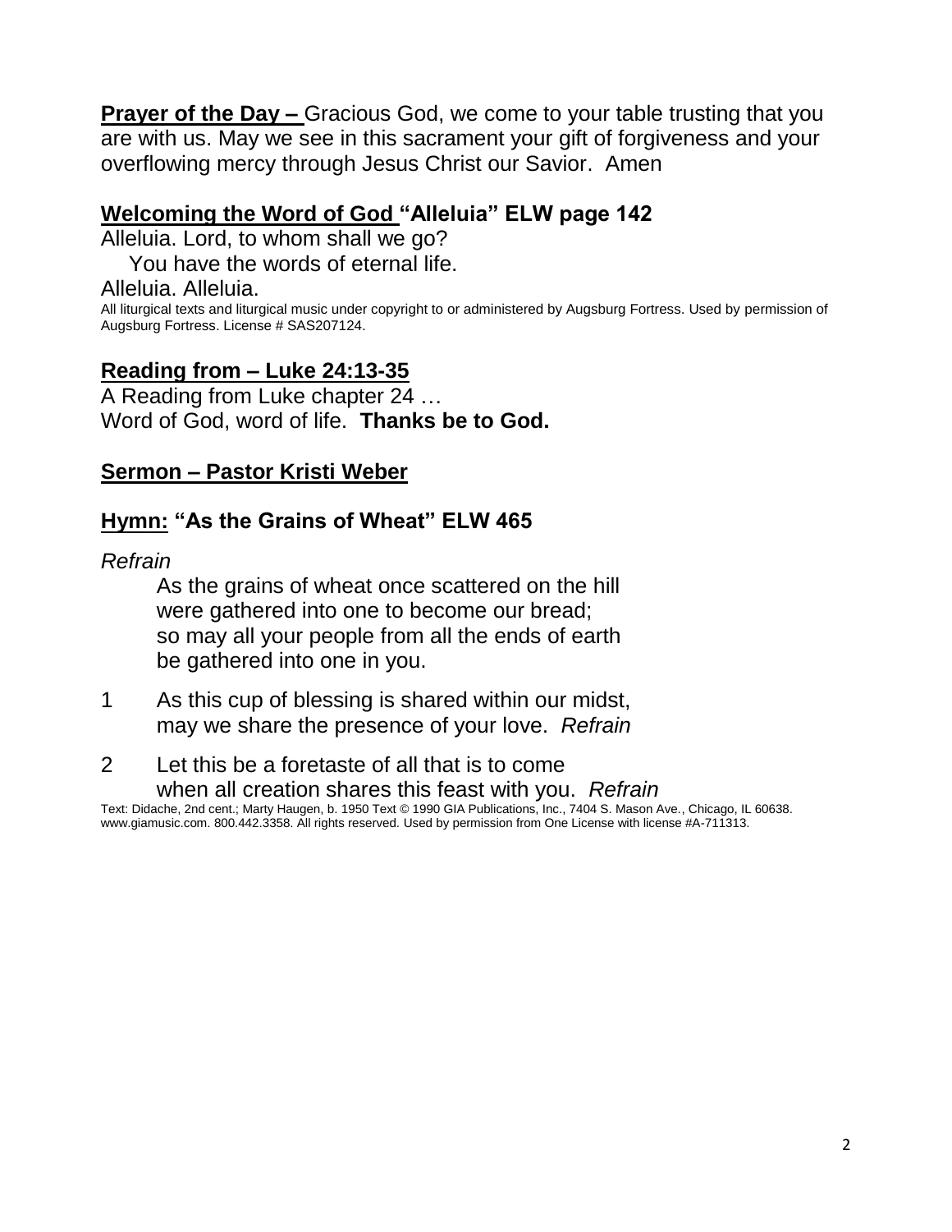**Prayer of the Day –** Gracious God, we come to your table trusting that you are with us. May we see in this sacrament your gift of forgiveness and your overflowing mercy through Jesus Christ our Savior. Amen

## Welcoming the Word of God "Alleluia" ELW page 142

Alleluia. Lord, to whom shall we go?
You have the words of eternal life.
Alleluia. Alleluia.

All liturgical texts and liturgical music under copyright to or administered by Augsburg Fortress. Used by permission of Augsburg Fortress. License # SAS207124.

## Reading from – Luke 24:13-35

A Reading from Luke chapter 24 …
Word of God, word of life. **Thanks be to God.**

## Sermon – Pastor Kristi Weber

## Hymn: "As the Grains of Wheat" ELW 465

*Refrain*

As the grains of wheat once scattered on the hill
were gathered into one to become our bread;
so may all your people from all the ends of earth
be gathered into one in you.

1 As this cup of blessing is shared within our midst,
may we share the presence of your love. *Refrain*

2 Let this be a foretaste of all that is to come
when all creation shares this feast with you. *Refrain*

Text: Didache, 2nd cent.; Marty Haugen, b. 1950 Text © 1990 GIA Publications, Inc., 7404 S. Mason Ave., Chicago, IL 60638. www.giamusic.com. 800.442.3358. All rights reserved. Used by permission from One License with license #A-711313.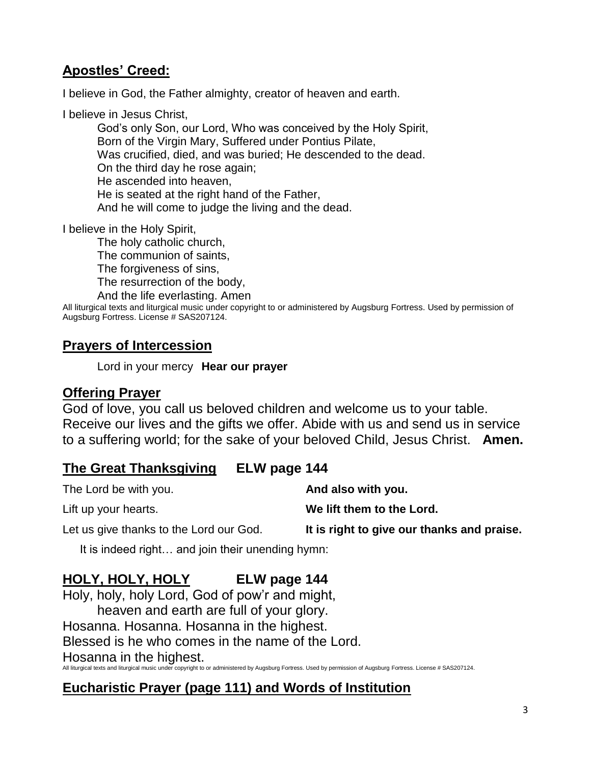## Apostles' Creed:

I believe in God, the Father almighty, creator of heaven and earth.

I believe in Jesus Christ,
God's only Son, our Lord, Who was conceived by the Holy Spirit,
Born of the Virgin Mary, Suffered under Pontius Pilate,
Was crucified, died, and was buried; He descended to the dead.
On the third day he rose again;
He ascended into heaven,
He is seated at the right hand of the Father,
And he will come to judge the living and the dead.

I believe in the Holy Spirit,
The holy catholic church,
The communion of saints,
The forgiveness of sins,
The resurrection of the body,
And the life everlasting. Amen

All liturgical texts and liturgical music under copyright to or administered by Augsburg Fortress. Used by permission of Augsburg Fortress. License # SAS207124.

## Prayers of Intercession

Lord in your mercy **Hear our prayer**

## Offering Prayer

God of love, you call us beloved children and welcome us to your table. Receive our lives and the gifts we offer. Abide with us and send us in service to a suffering world; for the sake of your beloved Child, Jesus Christ. **Amen.**

## The Great Thanksgiving ELW page 144

The Lord be with you. **And also with you.**

Lift up your hearts. **We lift them to the Lord.**

Let us give thanks to the Lord our God. **It is right to give our thanks and praise.**

It is indeed right… and join their unending hymn:

## HOLY, HOLY, HOLY ELW page 144

Holy, holy, holy Lord, God of pow'r and might,
heaven and earth are full of your glory.
Hosanna. Hosanna. Hosanna in the highest.
Blessed is he who comes in the name of the Lord.
Hosanna in the highest.

All liturgical texts and liturgical music under copyright to or administered by Augsburg Fortress. Used by permission of Augsburg Fortress. License # SAS207124.

## Eucharistic Prayer (page 111) and Words of Institution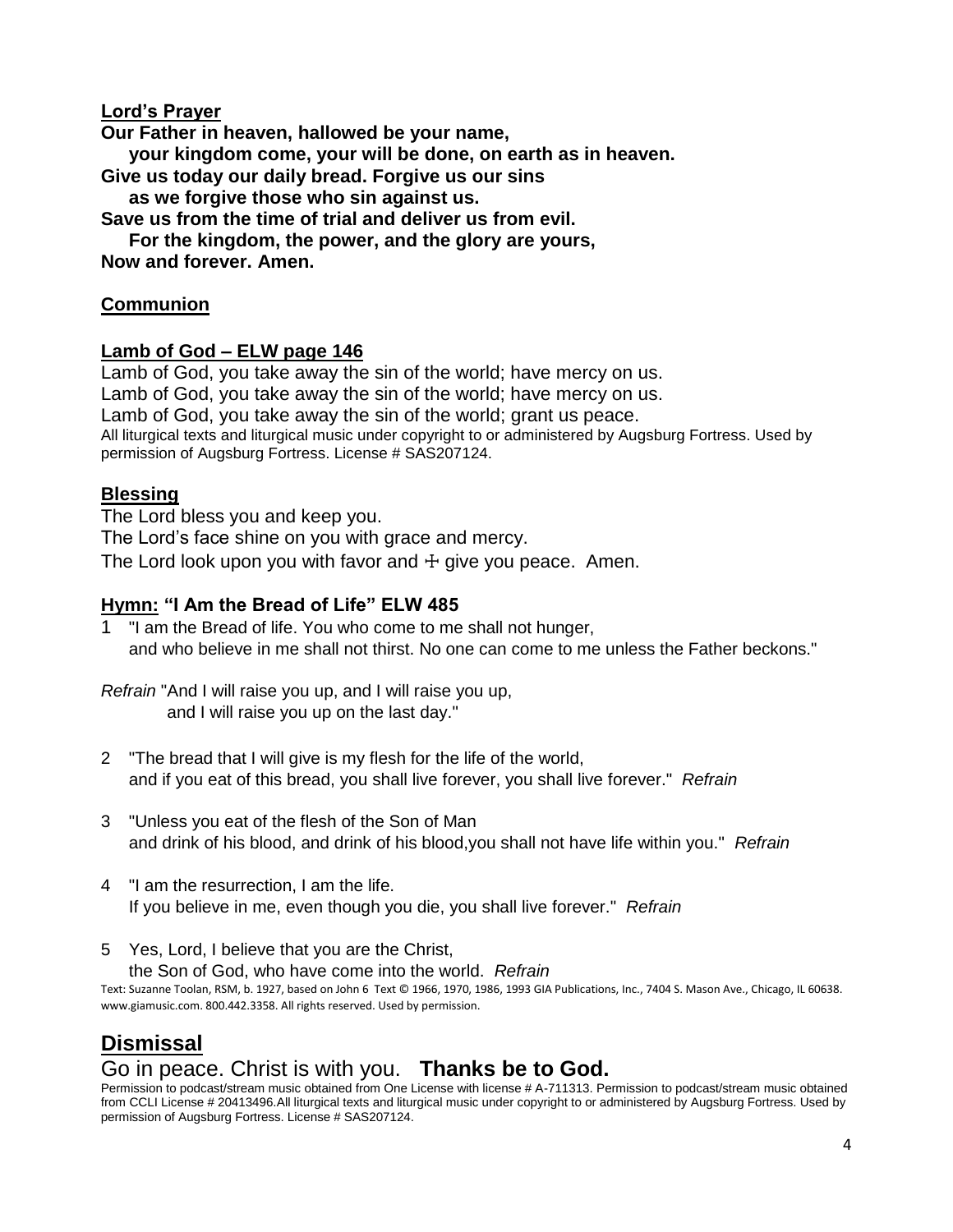**Lord's Prayer**

**Our Father in heaven, hallowed be your name,**
**your kingdom come, your will be done, on earth as in heaven.**
**Give us today our daily bread. Forgive us our sins**
**as we forgive those who sin against us.**
**Save us from the time of trial and deliver us from evil.**
**For the kingdom, the power, and the glory are yours,**
**Now and forever. Amen.**

**Communion**

**Lamb of God – ELW page 146**

Lamb of God, you take away the sin of the world; have mercy on us.
Lamb of God, you take away the sin of the world; have mercy on us.
Lamb of God, you take away the sin of the world; grant us peace.
All liturgical texts and liturgical music under copyright to or administered by Augsburg Fortress. Used by permission of Augsburg Fortress. License # SAS207124.

**Blessing**

The Lord bless you and keep you.
The Lord's face shine on you with grace and mercy.
The Lord look upon you with favor and ☩ give you peace. Amen.

**Hymn: "I Am the Bread of Life" ELW 485**

1 "I am the Bread of life. You who come to me shall not hunger,
and who believe in me shall not thirst. No one can come to me unless the Father beckons."

*Refrain* "And I will raise you up, and I will raise you up,
and I will raise you up on the last day."

2 "The bread that I will give is my flesh for the life of the world,
and if you eat of this bread, you shall live forever, you shall live forever." *Refrain*

3 "Unless you eat of the flesh of the Son of Man
and drink of his blood, and drink of his blood,you shall not have life within you." *Refrain*

4 "I am the resurrection, I am the life.
If you believe in me, even though you die, you shall live forever." *Refrain*

5 Yes, Lord, I believe that you are the Christ,
the Son of God, who have come into the world. *Refrain*

Text: Suzanne Toolan, RSM, b. 1927, based on John 6 Text © 1966, 1970, 1986, 1993 GIA Publications, Inc., 7404 S. Mason Ave., Chicago, IL 60638. www.giamusic.com. 800.442.3358. All rights reserved. Used by permission.

## Dismissal

Go in peace. Christ is with you. **Thanks be to God.**

Permission to podcast/stream music obtained from One License with license # A-711313. Permission to podcast/stream music obtained from CCLI License # 20413496.All liturgical texts and liturgical music under copyright to or administered by Augsburg Fortress. Used by permission of Augsburg Fortress. License # SAS207124.